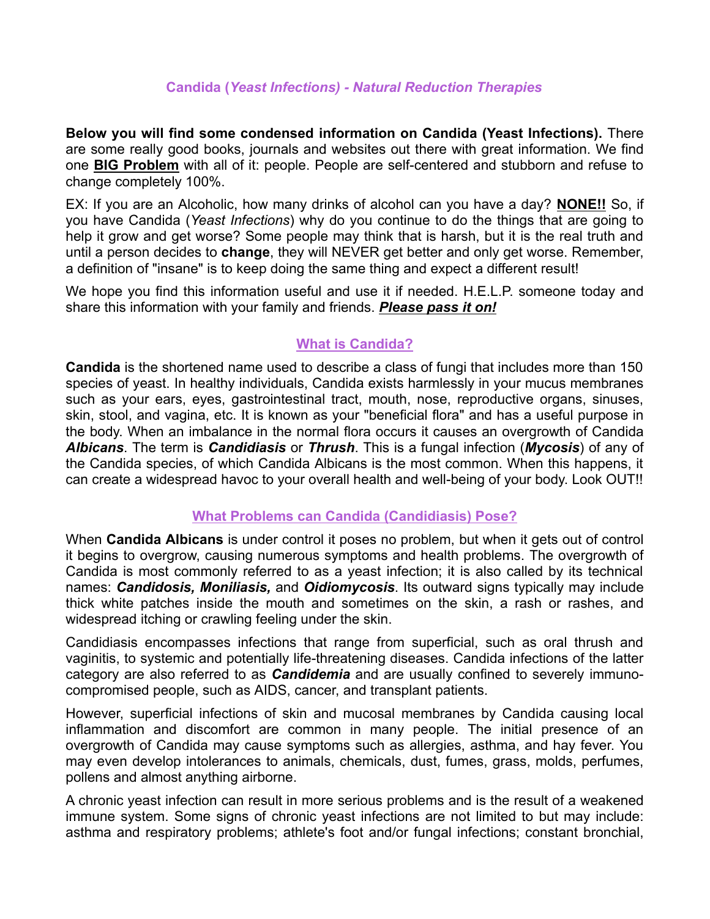## *Candida (Yeast Infections) - Natural Reduction Therapies*

**Below you will find some condensed information on Candida (Yeast Infections).** There are some really good books, journals and websites out there with great information. We find one **BIG Problem** with all of it: people. People are self-centered and stubborn and refuse to change completely 100%.

EX: If you are an Alcoholic, how many drinks of alcohol can you have a day? **NONE!!** So, if you have Candida (*Yeast Infections*) why do you continue to do the things that are going to help it grow and get worse? Some people may think that is harsh, but it is the real truth and until a person decides to **change**, they will NEVER get better and only get worse. Remember, a definition of "insane" is to keep doing the same thing and expect a different result!

We hope you find this information useful and use it if needed. H.E.L.P. someone today and share this information with your family and friends. ***Please pass it on!***

### What is Candida?

**Candida** is the shortened name used to describe a class of fungi that includes more than 150 species of yeast. In healthy individuals, Candida exists harmlessly in your mucus membranes such as your ears, eyes, gastrointestinal tract, mouth, nose, reproductive organs, sinuses, skin, stool, and vagina, etc. It is known as your "beneficial flora" and has a useful purpose in the body. When an imbalance in the normal flora occurs it causes an overgrowth of Candida ***Albicans***. The term is ***Candidiasis*** or ***Thrush***. This is a fungal infection (***Mycosis***) of any of the Candida species, of which Candida Albicans is the most common. When this happens, it can create a widespread havoc to your overall health and well-being of your body. Look OUT!!

### What Problems can Candida (Candidiasis) Pose?

When **Candida Albicans** is under control it poses no problem, but when it gets out of control it begins to overgrow, causing numerous symptoms and health problems. The overgrowth of Candida is most commonly referred to as a yeast infection; it is also called by its technical names: ***Candidosis, Moniliasis,*** and ***Oidiomycosis***. Its outward signs typically may include thick white patches inside the mouth and sometimes on the skin, a rash or rashes, and widespread itching or crawling feeling under the skin.

Candidiasis encompasses infections that range from superficial, such as oral thrush and vaginitis, to systemic and potentially life-threatening diseases. Candida infections of the latter category are also referred to as ***Candidemia*** and are usually confined to severely immuno-compromised people, such as AIDS, cancer, and transplant patients.

However, superficial infections of skin and mucosal membranes by Candida causing local inflammation and discomfort are common in many people. The initial presence of an overgrowth of Candida may cause symptoms such as allergies, asthma, and hay fever. You may even develop intolerances to animals, chemicals, dust, fumes, grass, molds, perfumes, pollens and almost anything airborne.

A chronic yeast infection can result in more serious problems and is the result of a weakened immune system. Some signs of chronic yeast infections are not limited to but may include: asthma and respiratory problems; athlete's foot and/or fungal infections; constant bronchial,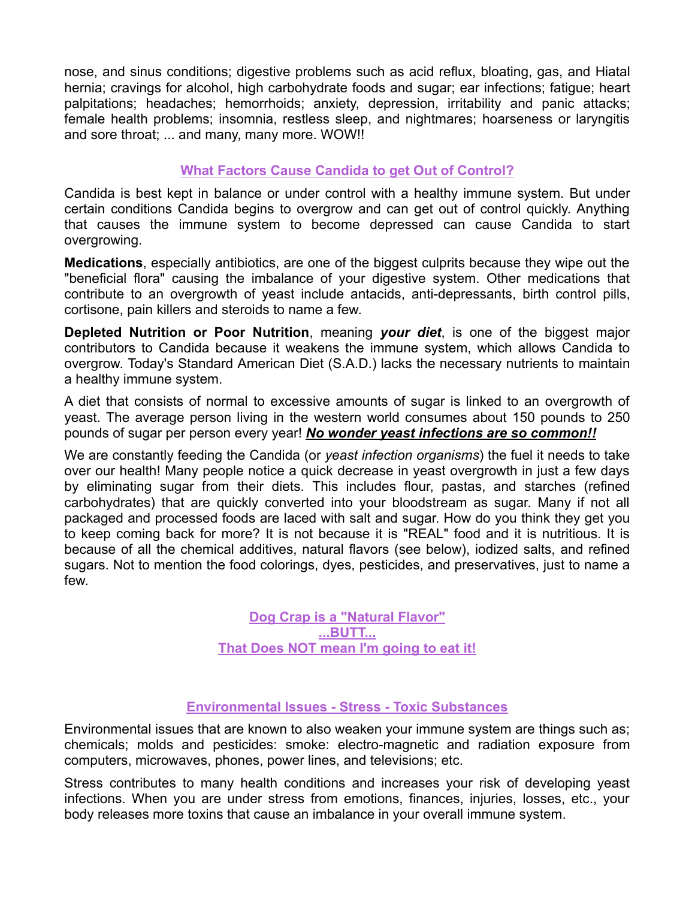nose, and sinus conditions; digestive problems such as acid reflux, bloating, gas, and Hiatal hernia; cravings for alcohol, high carbohydrate foods and sugar; ear infections; fatigue; heart palpitations; headaches; hemorrhoids; anxiety, depression, irritability and panic attacks; female health problems; insomnia, restless sleep, and nightmares; hoarseness or laryngitis and sore throat; ... and many, many more. WOW!!

## What Factors Cause Candida to get Out of Control?

Candida is best kept in balance or under control with a healthy immune system. But under certain conditions Candida begins to overgrow and can get out of control quickly. Anything that causes the immune system to become depressed can cause Candida to start overgrowing.

**Medications**, especially antibiotics, are one of the biggest culprits because they wipe out the "beneficial flora" causing the imbalance of your digestive system. Other medications that contribute to an overgrowth of yeast include antacids, anti-depressants, birth control pills, cortisone, pain killers and steroids to name a few.

**Depleted Nutrition or Poor Nutrition**, meaning ***your diet***, is one of the biggest major contributors to Candida because it weakens the immune system, which allows Candida to overgrow. Today's Standard American Diet (S.A.D.) lacks the necessary nutrients to maintain a healthy immune system.

A diet that consists of normal to excessive amounts of sugar is linked to an overgrowth of yeast. The average person living in the western world consumes about 150 pounds to 250 pounds of sugar per person every year! ***No wonder yeast infections are so common!!***

We are constantly feeding the Candida (or *yeast infection organisms*) the fuel it needs to take over our health! Many people notice a quick decrease in yeast overgrowth in just a few days by eliminating sugar from their diets. This includes flour, pastas, and starches (refined carbohydrates) that are quickly converted into your bloodstream as sugar. Many if not all packaged and processed foods are laced with salt and sugar. How do you think they get you to keep coming back for more? It is not because it is "REAL" food and it is nutritious. It is because of all the chemical additives, natural flavors (see below), iodized salts, and refined sugars. Not to mention the food colorings, dyes, pesticides, and preservatives, just to name a few.

## Dog Crap is a "Natural Flavor"
## ...BUTT...
## That Does NOT mean I'm going to eat it!

## Environmental Issues - Stress - Toxic Substances

Environmental issues that are known to also weaken your immune system are things such as; chemicals; molds and pesticides: smoke: electro-magnetic and radiation exposure from computers, microwaves, phones, power lines, and televisions; etc.

Stress contributes to many health conditions and increases your risk of developing yeast infections. When you are under stress from emotions, finances, injuries, losses, etc., your body releases more toxins that cause an imbalance in your overall immune system.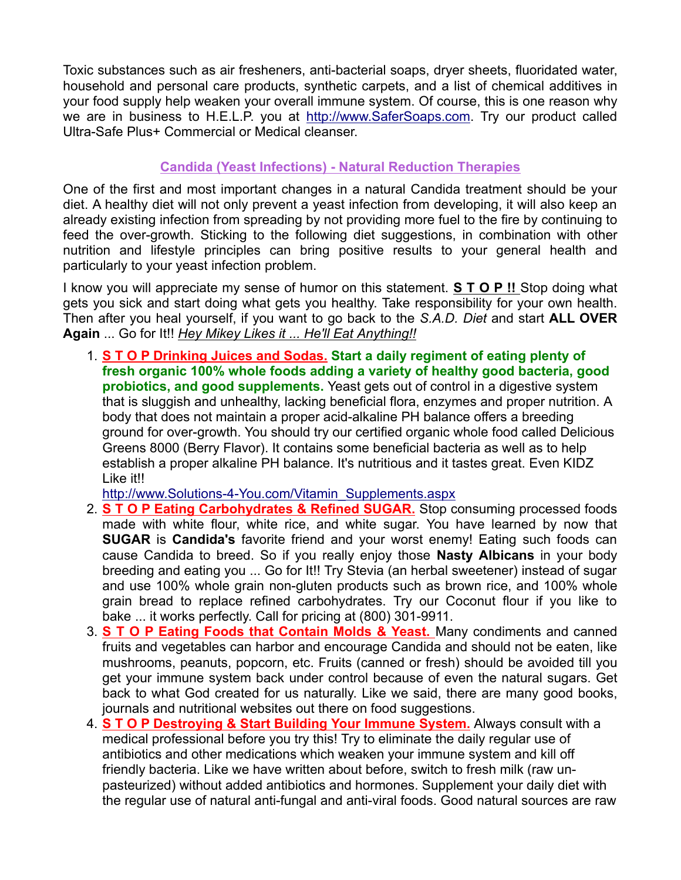Toxic substances such as air fresheners, anti-bacterial soaps, dryer sheets, fluoridated water, household and personal care products, synthetic carpets, and a list of chemical additives in your food supply help weaken your overall immune system. Of course, this is one reason why we are in business to H.E.L.P. you at http://www.SaferSoaps.com. Try our product called Ultra-Safe Plus+ Commercial or Medical cleanser.

## Candida (Yeast Infections) - Natural Reduction Therapies

One of the first and most important changes in a natural Candida treatment should be your diet. A healthy diet will not only prevent a yeast infection from developing, it will also keep an already existing infection from spreading by not providing more fuel to the fire by continuing to feed the over-growth. Sticking to the following diet suggestions, in combination with other nutrition and lifestyle principles can bring positive results to your general health and particularly to your yeast infection problem.

I know you will appreciate my sense of humor on this statement. **S T O P !!** Stop doing what gets you sick and start doing what gets you healthy. Take responsibility for your own health. Then after you heal yourself, if you want to go back to the *S.A.D. Diet* and start **ALL OVER Again** ... Go for It!! *Hey Mikey Likes it ... He'll Eat Anything!!*

1. **S T O P Drinking Juices and Sodas.** **Start a daily regiment of eating plenty of fresh organic 100% whole foods adding a variety of healthy good bacteria, good probiotics, and good supplements.** Yeast gets out of control in a digestive system that is sluggish and unhealthy, lacking beneficial flora, enzymes and proper nutrition. A body that does not maintain a proper acid-alkaline PH balance offers a breeding ground for over-growth. You should try our certified organic whole food called Delicious Greens 8000 (Berry Flavor). It contains some beneficial bacteria as well as to help establish a proper alkaline PH balance. It's nutritious and it tastes great. Even KIDZ Like it!!
   http://www.Solutions-4-You.com/Vitamin_Supplements.aspx
2. **S T O P Eating Carbohydrates & Refined SUGAR.** Stop consuming processed foods made with white flour, white rice, and white sugar. You have learned by now that **SUGAR** is **Candida's** favorite friend and your worst enemy! Eating such foods can cause Candida to breed. So if you really enjoy those **Nasty Albicans** in your body breeding and eating you ... Go for It!! Try Stevia (an herbal sweetener) instead of sugar and use 100% whole grain non-gluten products such as brown rice, and 100% whole grain bread to replace refined carbohydrates. Try our Coconut flour if you like to bake ... it works perfectly. Call for pricing at (800) 301-9911.
3. **S T O P Eating Foods that Contain Molds & Yeast.** Many condiments and canned fruits and vegetables can harbor and encourage Candida and should not be eaten, like mushrooms, peanuts, popcorn, etc. Fruits (canned or fresh) should be avoided till you get your immune system back under control because of even the natural sugars. Get back to what God created for us naturally. Like we said, there are many good books, journals and nutritional websites out there on food suggestions.
4. **S T O P Destroying & Start Building Your Immune System.** Always consult with a medical professional before you try this! Try to eliminate the daily regular use of antibiotics and other medications which weaken your immune system and kill off friendly bacteria. Like we have written about before, switch to fresh milk (raw un-pasteurized) without added antibiotics and hormones. Supplement your daily diet with the regular use of natural anti-fungal and anti-viral foods. Good natural sources are raw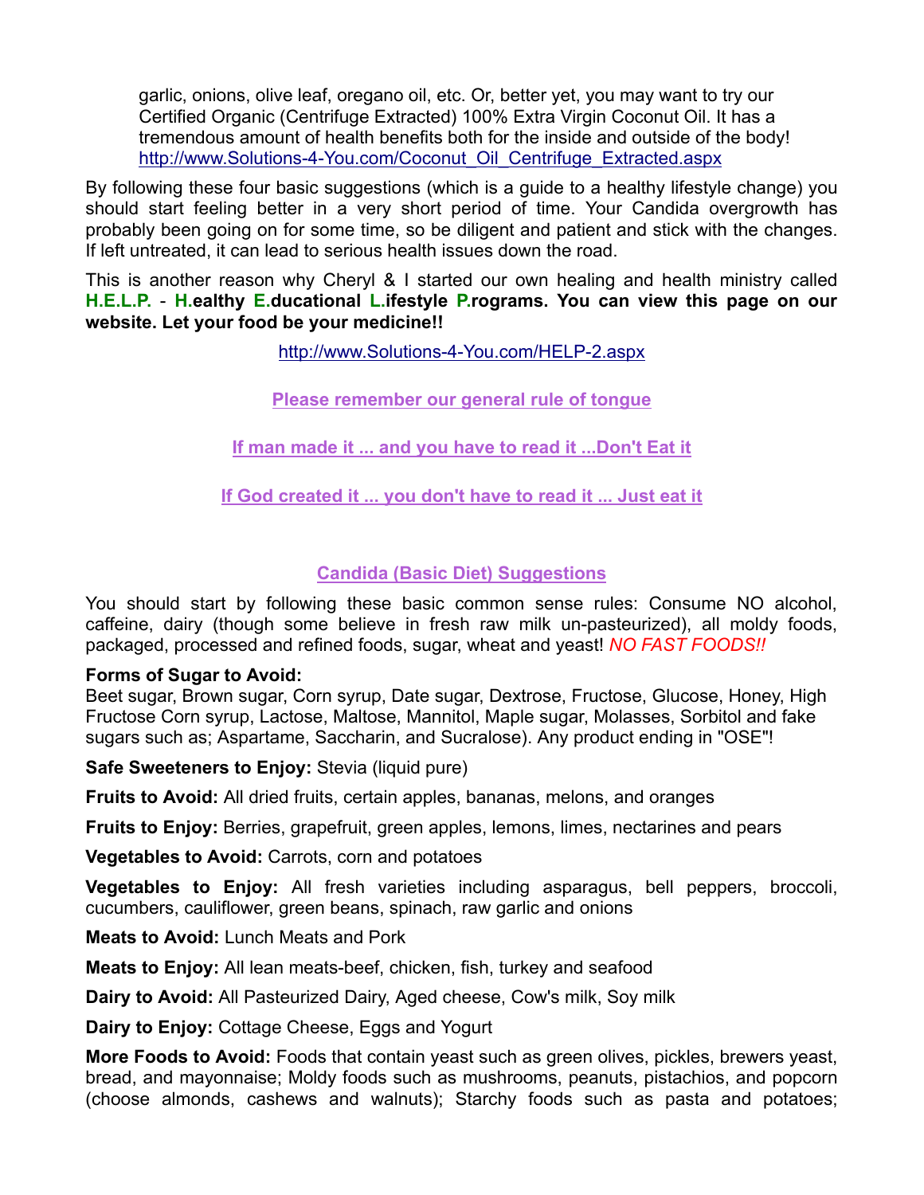garlic, onions, olive leaf, oregano oil, etc. Or, better yet, you may want to try our Certified Organic (Centrifuge Extracted) 100% Extra Virgin Coconut Oil. It has a tremendous amount of health benefits both for the inside and outside of the body! http://www.Solutions-4-You.com/Coconut_Oil_Centrifuge_Extracted.aspx

By following these four basic suggestions (which is a guide to a healthy lifestyle change) you should start feeling better in a very short period of time. Your Candida overgrowth has probably been going on for some time, so be diligent and patient and stick with the changes. If left untreated, it can lead to serious health issues down the road.

This is another reason why Cheryl & I started our own healing and health ministry called **H.E.L.P. - H.ealthy E.ducational L.ifestyle P.rograms. You can view this page on our website. Let your food be your medicine!!**

http://www.Solutions-4-You.com/HELP-2.aspx

**Please remember our general rule of tongue**

**If man made it ... and you have to read it ...Don't Eat it**

**If God created it ... you don't have to read it ... Just eat it**

## Candida (Basic Diet) Suggestions

You should start by following these basic common sense rules: Consume NO alcohol, caffeine, dairy (though some believe in fresh raw milk un-pasteurized), all moldy foods, packaged, processed and refined foods, sugar, wheat and yeast! *NO FAST FOODS!!*

**Forms of Sugar to Avoid:**
Beet sugar, Brown sugar, Corn syrup, Date sugar, Dextrose, Fructose, Glucose, Honey, High Fructose Corn syrup, Lactose, Maltose, Mannitol, Maple sugar, Molasses, Sorbitol and fake sugars such as; Aspartame, Saccharin, and Sucralose). Any product ending in "OSE"!

**Safe Sweeteners to Enjoy:** Stevia (liquid pure)

**Fruits to Avoid:** All dried fruits, certain apples, bananas, melons, and oranges

**Fruits to Enjoy:** Berries, grapefruit, green apples, lemons, limes, nectarines and pears

**Vegetables to Avoid:** Carrots, corn and potatoes

**Vegetables to Enjoy:** All fresh varieties including asparagus, bell peppers, broccoli, cucumbers, cauliflower, green beans, spinach, raw garlic and onions

**Meats to Avoid:** Lunch Meats and Pork

**Meats to Enjoy:** All lean meats-beef, chicken, fish, turkey and seafood

**Dairy to Avoid:** All Pasteurized Dairy, Aged cheese, Cow's milk, Soy milk

**Dairy to Enjoy:** Cottage Cheese, Eggs and Yogurt

**More Foods to Avoid:** Foods that contain yeast such as green olives, pickles, brewers yeast, bread, and mayonnaise; Moldy foods such as mushrooms, peanuts, pistachios, and popcorn (choose almonds, cashews and walnuts); Starchy foods such as pasta and potatoes;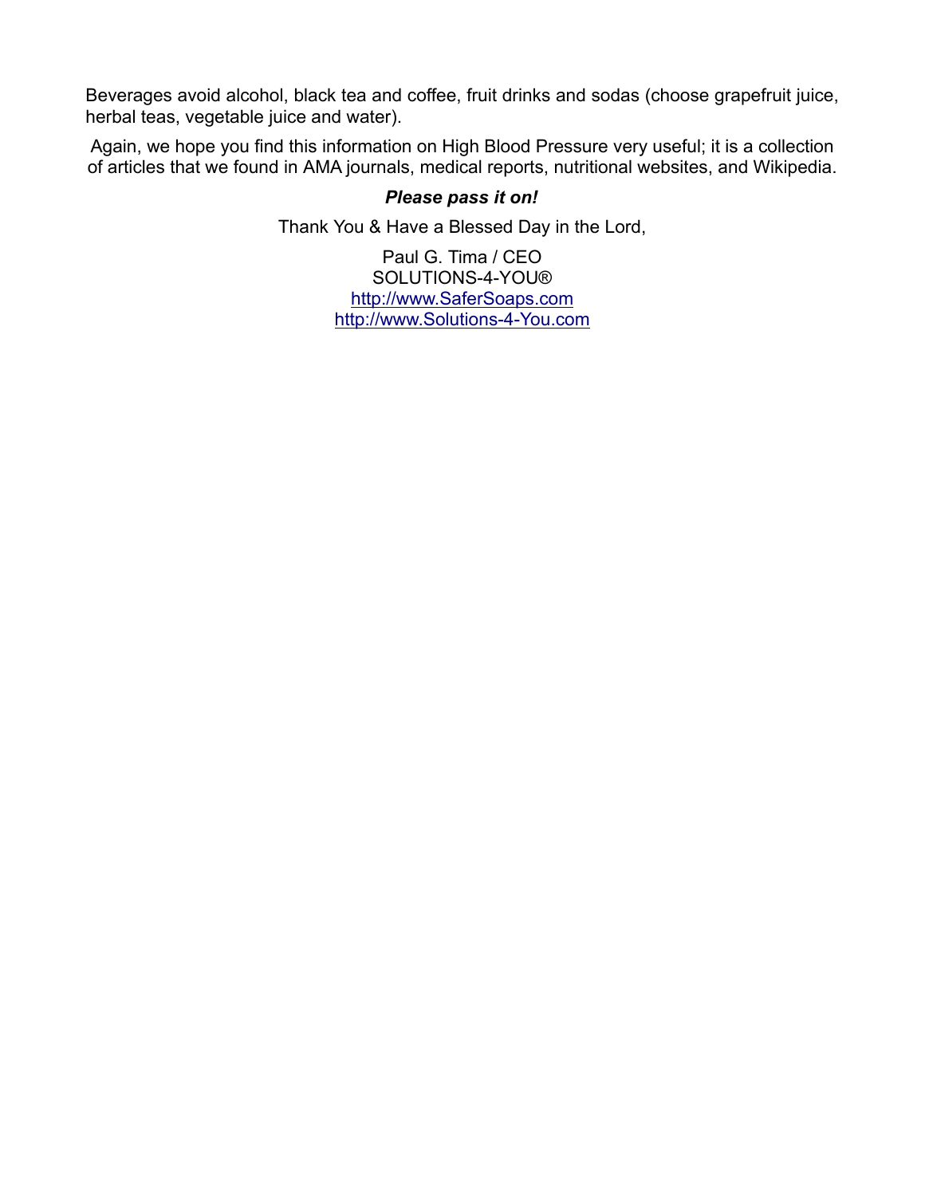Beverages avoid alcohol, black tea and coffee, fruit drinks and sodas (choose grapefruit juice, herbal teas, vegetable juice and water).

Again, we hope you find this information on High Blood Pressure very useful; it is a collection of articles that we found in AMA journals, medical reports, nutritional websites, and Wikipedia.

***Please pass it on!***

Thank You & Have a Blessed Day in the Lord,

Paul G. Tima / CEO
SOLUTIONS-4-YOU®
http://www.SaferSoaps.com
http://www.Solutions-4-You.com